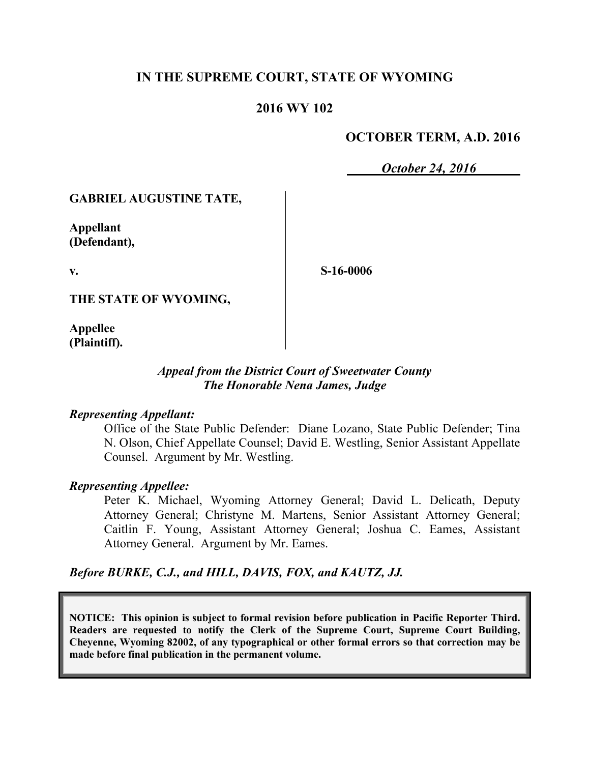# IN THE SUPREME COURT, STATE OF WYOMING

## 2016 WY 102

**OCTOBER TERM, A.D. 2016**

***October 24, 2016***

**GABRIEL AUGUSTINE TATE,**

**Appellant (Defendant),**

**v.**

**S-16-0006**

**THE STATE OF WYOMING,**

**Appellee (Plaintiff).**

***Appeal from the District Court of Sweetwater County***
***The Honorable Nena James, Judge***

***Representing Appellant:***

Office of the State Public Defender: Diane Lozano, State Public Defender; Tina N. Olson, Chief Appellate Counsel; David E. Westling, Senior Assistant Appellate Counsel. Argument by Mr. Westling.

***Representing Appellee:***

Peter K. Michael, Wyoming Attorney General; David L. Delicath, Deputy Attorney General; Christyne M. Martens, Senior Assistant Attorney General; Caitlin F. Young, Assistant Attorney General; Joshua C. Eames, Assistant Attorney General. Argument by Mr. Eames.

***Before BURKE, C.J., and HILL, DAVIS, FOX, and KAUTZ, JJ.***

**NOTICE: This opinion is subject to formal revision before publication in Pacific Reporter Third. Readers are requested to notify the Clerk of the Supreme Court, Supreme Court Building, Cheyenne, Wyoming 82002, of any typographical or other formal errors so that correction may be made before final publication in the permanent volume.**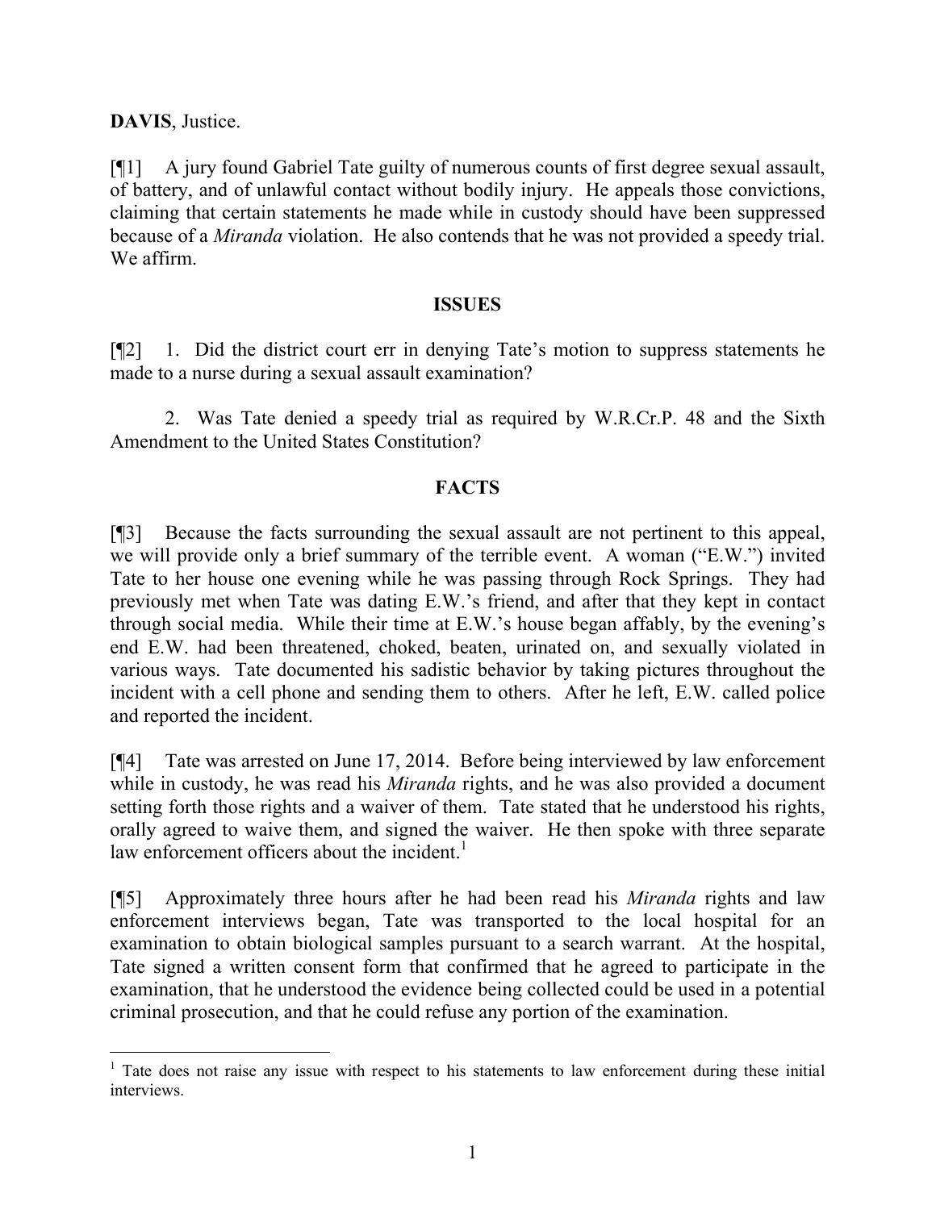**DAVIS**, Justice.

[¶1] A jury found Gabriel Tate guilty of numerous counts of first degree sexual assault, of battery, and of unlawful contact without bodily injury. He appeals those convictions, claiming that certain statements he made while in custody should have been suppressed because of a *Miranda* violation. He also contends that he was not provided a speedy trial. We affirm.

## ISSUES

[¶2] 1. Did the district court err in denying Tate's motion to suppress statements he made to a nurse during a sexual assault examination?

2. Was Tate denied a speedy trial as required by W.R.Cr.P. 48 and the Sixth Amendment to the United States Constitution?

## FACTS

[¶3] Because the facts surrounding the sexual assault are not pertinent to this appeal, we will provide only a brief summary of the terrible event. A woman ("E.W.") invited Tate to her house one evening while he was passing through Rock Springs. They had previously met when Tate was dating E.W.'s friend, and after that they kept in contact through social media. While their time at E.W.'s house began affably, by the evening's end E.W. had been threatened, choked, beaten, urinated on, and sexually violated in various ways. Tate documented his sadistic behavior by taking pictures throughout the incident with a cell phone and sending them to others. After he left, E.W. called police and reported the incident.

[¶4] Tate was arrested on June 17, 2014. Before being interviewed by law enforcement while in custody, he was read his *Miranda* rights, and he was also provided a document setting forth those rights and a waiver of them. Tate stated that he understood his rights, orally agreed to waive them, and signed the waiver. He then spoke with three separate law enforcement officers about the incident.[1]

[¶5] Approximately three hours after he had been read his *Miranda* rights and law enforcement interviews began, Tate was transported to the local hospital for an examination to obtain biological samples pursuant to a search warrant. At the hospital, Tate signed a written consent form that confirmed that he agreed to participate in the examination, that he understood the evidence being collected could be used in a potential criminal prosecution, and that he could refuse any portion of the examination.

[1] Tate does not raise any issue with respect to his statements to law enforcement during these initial interviews.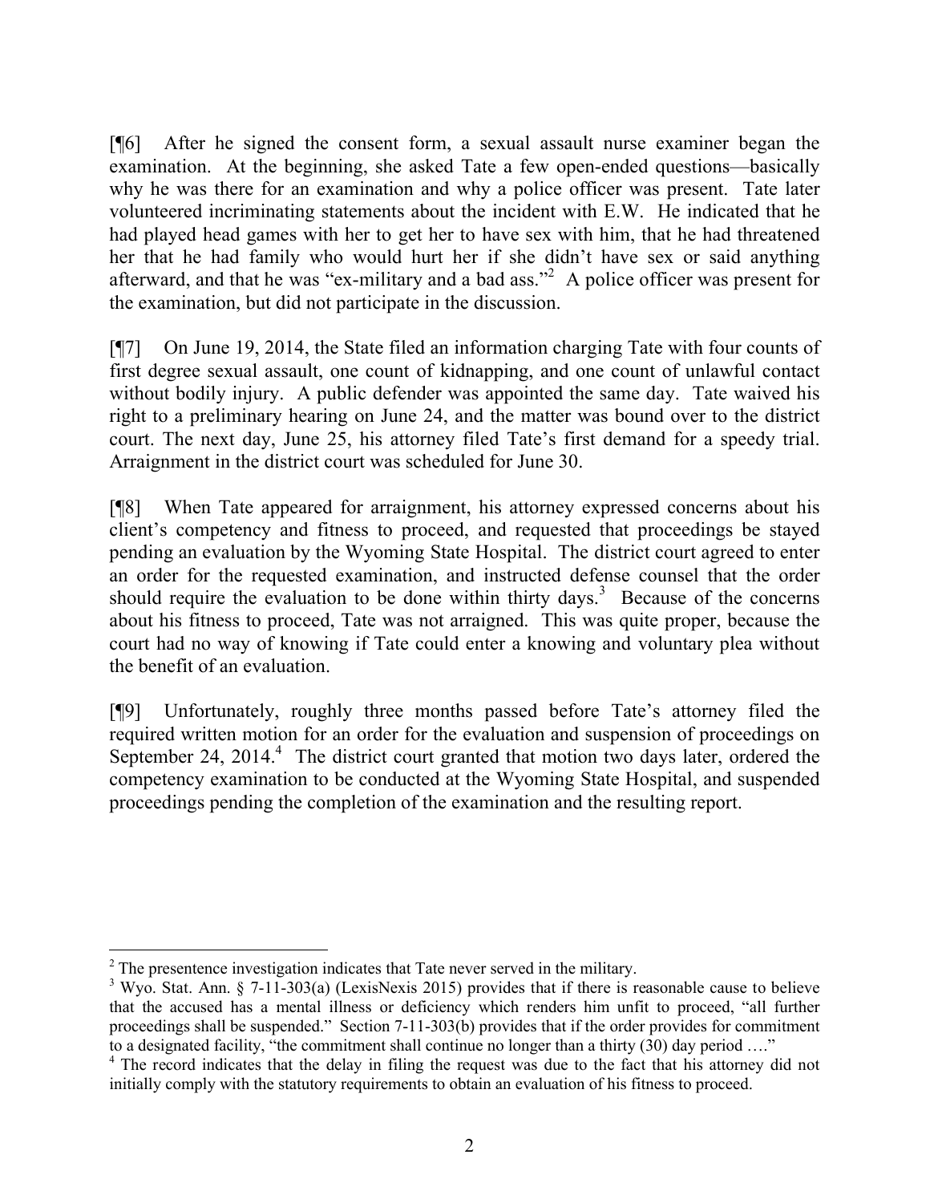[¶6] After he signed the consent form, a sexual assault nurse examiner began the examination. At the beginning, she asked Tate a few open-ended questions—basically why he was there for an examination and why a police officer was present. Tate later volunteered incriminating statements about the incident with E.W. He indicated that he had played head games with her to get her to have sex with him, that he had threatened her that he had family who would hurt her if she didn't have sex or said anything afterward, and that he was "ex-military and a bad ass."[2] A police officer was present for the examination, but did not participate in the discussion.

[¶7] On June 19, 2014, the State filed an information charging Tate with four counts of first degree sexual assault, one count of kidnapping, and one count of unlawful contact without bodily injury. A public defender was appointed the same day. Tate waived his right to a preliminary hearing on June 24, and the matter was bound over to the district court. The next day, June 25, his attorney filed Tate's first demand for a speedy trial. Arraignment in the district court was scheduled for June 30.

[¶8] When Tate appeared for arraignment, his attorney expressed concerns about his client's competency and fitness to proceed, and requested that proceedings be stayed pending an evaluation by the Wyoming State Hospital. The district court agreed to enter an order for the requested examination, and instructed defense counsel that the order should require the evaluation to be done within thirty days.[3] Because of the concerns about his fitness to proceed, Tate was not arraigned. This was quite proper, because the court had no way of knowing if Tate could enter a knowing and voluntary plea without the benefit of an evaluation.

[¶9] Unfortunately, roughly three months passed before Tate's attorney filed the required written motion for an order for the evaluation and suspension of proceedings on September 24, 2014.[4] The district court granted that motion two days later, ordered the competency examination to be conducted at the Wyoming State Hospital, and suspended proceedings pending the completion of the examination and the resulting report.

---

[2] The presentence investigation indicates that Tate never served in the military.

[3] Wyo. Stat. Ann. § 7-11-303(a) (LexisNexis 2015) provides that if there is reasonable cause to believe that the accused has a mental illness or deficiency which renders him unfit to proceed, "all further proceedings shall be suspended." Section 7-11-303(b) provides that if the order provides for commitment to a designated facility, "the commitment shall continue no longer than a thirty (30) day period …."

[4] The record indicates that the delay in filing the request was due to the fact that his attorney did not initially comply with the statutory requirements to obtain an evaluation of his fitness to proceed.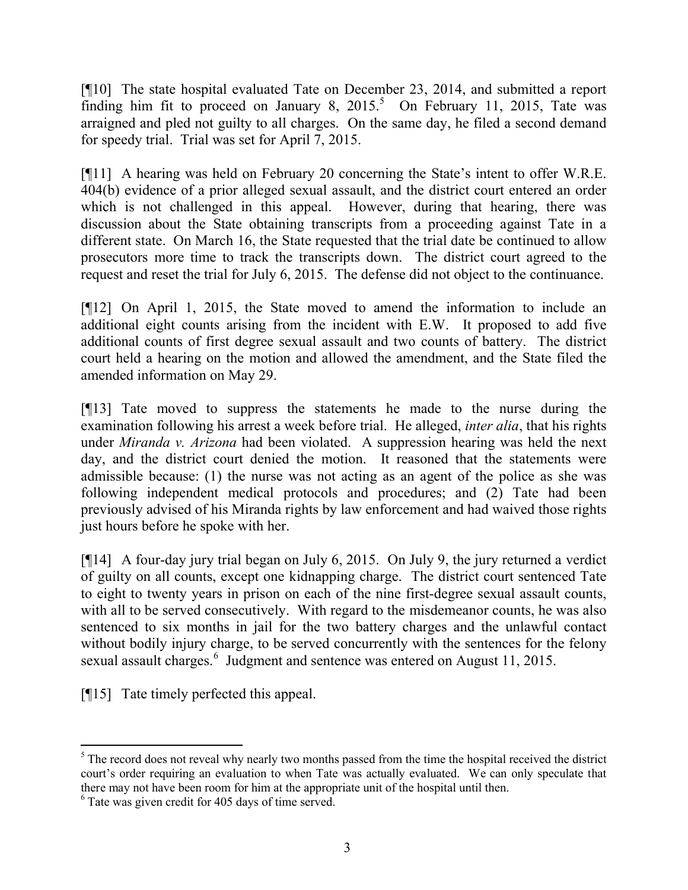[¶10] The state hospital evaluated Tate on December 23, 2014, and submitted a report finding him fit to proceed on January 8, 2015.[5] On February 11, 2015, Tate was arraigned and pled not guilty to all charges. On the same day, he filed a second demand for speedy trial. Trial was set for April 7, 2015.

[¶11] A hearing was held on February 20 concerning the State's intent to offer W.R.E. 404(b) evidence of a prior alleged sexual assault, and the district court entered an order which is not challenged in this appeal. However, during that hearing, there was discussion about the State obtaining transcripts from a proceeding against Tate in a different state. On March 16, the State requested that the trial date be continued to allow prosecutors more time to track the transcripts down. The district court agreed to the request and reset the trial for July 6, 2015. The defense did not object to the continuance.

[¶12] On April 1, 2015, the State moved to amend the information to include an additional eight counts arising from the incident with E.W. It proposed to add five additional counts of first degree sexual assault and two counts of battery. The district court held a hearing on the motion and allowed the amendment, and the State filed the amended information on May 29.

[¶13] Tate moved to suppress the statements he made to the nurse during the examination following his arrest a week before trial. He alleged, *inter alia*, that his rights under *Miranda v. Arizona* had been violated. A suppression hearing was held the next day, and the district court denied the motion. It reasoned that the statements were admissible because: (1) the nurse was not acting as an agent of the police as she was following independent medical protocols and procedures; and (2) Tate had been previously advised of his Miranda rights by law enforcement and had waived those rights just hours before he spoke with her.

[¶14] A four-day jury trial began on July 6, 2015. On July 9, the jury returned a verdict of guilty on all counts, except one kidnapping charge. The district court sentenced Tate to eight to twenty years in prison on each of the nine first-degree sexual assault counts, with all to be served consecutively. With regard to the misdemeanor counts, he was also sentenced to six months in jail for the two battery charges and the unlawful contact without bodily injury charge, to be served concurrently with the sentences for the felony sexual assault charges.[6] Judgment and sentence was entered on August 11, 2015.

[¶15] Tate timely perfected this appeal.

---

[5] The record does not reveal why nearly two months passed from the time the hospital received the district court's order requiring an evaluation to when Tate was actually evaluated. We can only speculate that there may not have been room for him at the appropriate unit of the hospital until then.

[6] Tate was given credit for 405 days of time served.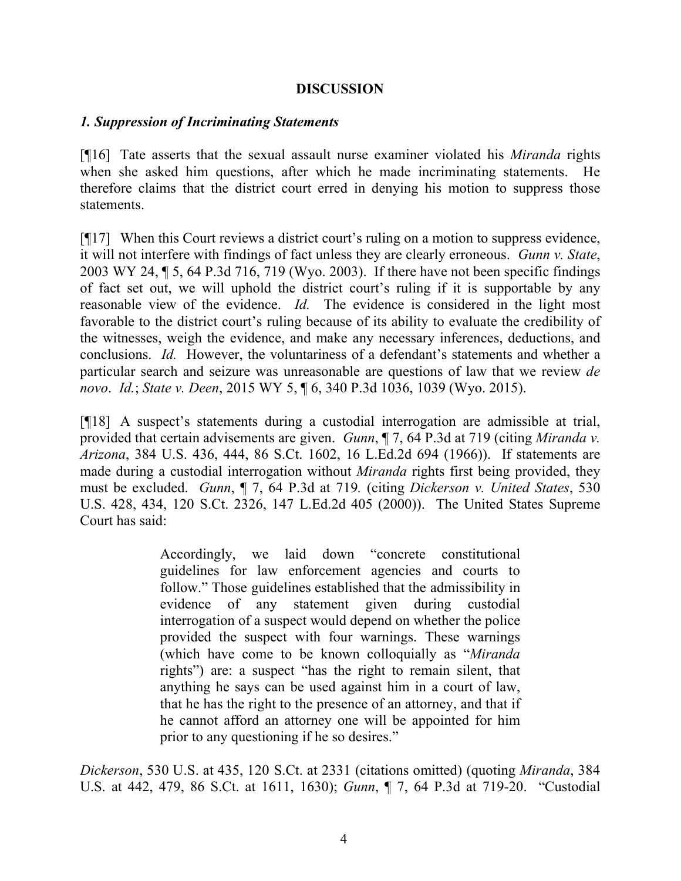**DISCUSSION**

***1. Suppression of Incriminating Statements***

[¶16] Tate asserts that the sexual assault nurse examiner violated his *Miranda* rights when she asked him questions, after which he made incriminating statements. He therefore claims that the district court erred in denying his motion to suppress those statements.

[¶17] When this Court reviews a district court's ruling on a motion to suppress evidence, it will not interfere with findings of fact unless they are clearly erroneous. *Gunn v. State*, 2003 WY 24, ¶ 5, 64 P.3d 716, 719 (Wyo. 2003). If there have not been specific findings of fact set out, we will uphold the district court's ruling if it is supportable by any reasonable view of the evidence. *Id.* The evidence is considered in the light most favorable to the district court's ruling because of its ability to evaluate the credibility of the witnesses, weigh the evidence, and make any necessary inferences, deductions, and conclusions. *Id.* However, the voluntariness of a defendant's statements and whether a particular search and seizure was unreasonable are questions of law that we review *de novo*. *Id.*; *State v. Deen*, 2015 WY 5, ¶ 6, 340 P.3d 1036, 1039 (Wyo. 2015).

[¶18] A suspect's statements during a custodial interrogation are admissible at trial, provided that certain advisements are given. *Gunn*, ¶ 7, 64 P.3d at 719 (citing *Miranda v. Arizona*, 384 U.S. 436, 444, 86 S.Ct. 1602, 16 L.Ed.2d 694 (1966)). If statements are made during a custodial interrogation without *Miranda* rights first being provided, they must be excluded. *Gunn*, ¶ 7, 64 P.3d at 719*.* (citing *Dickerson v. United States*, 530 U.S. 428, 434, 120 S.Ct. 2326, 147 L.Ed.2d 405 (2000)). The United States Supreme Court has said:

> Accordingly, we laid down "concrete constitutional guidelines for law enforcement agencies and courts to follow." Those guidelines established that the admissibility in evidence of any statement given during custodial interrogation of a suspect would depend on whether the police provided the suspect with four warnings. These warnings (which have come to be known colloquially as "*Miranda* rights") are: a suspect "has the right to remain silent, that anything he says can be used against him in a court of law, that he has the right to the presence of an attorney, and that if he cannot afford an attorney one will be appointed for him prior to any questioning if he so desires."

*Dickerson*, 530 U.S. at 435, 120 S.Ct. at 2331 (citations omitted) (quoting *Miranda*, 384 U.S. at 442, 479, 86 S.Ct. at 1611, 1630); *Gunn*, ¶ 7, 64 P.3d at 719-20. "Custodial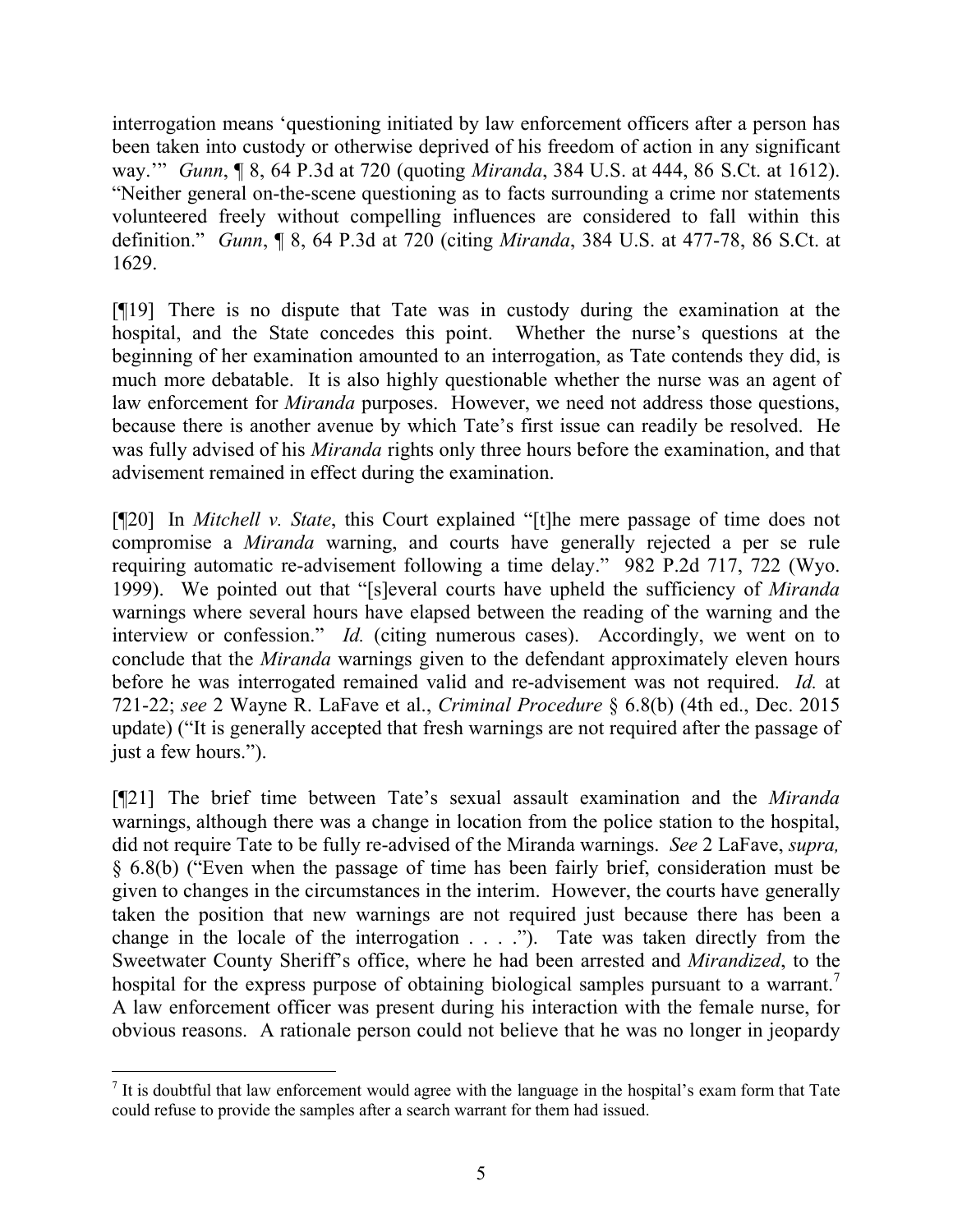interrogation means 'questioning initiated by law enforcement officers after a person has been taken into custody or otherwise deprived of his freedom of action in any significant way.'" *Gunn*, ¶ 8, 64 P.3d at 720 (quoting *Miranda*, 384 U.S. at 444, 86 S.Ct. at 1612). "Neither general on-the-scene questioning as to facts surrounding a crime nor statements volunteered freely without compelling influences are considered to fall within this definition." *Gunn*, ¶ 8, 64 P.3d at 720 (citing *Miranda*, 384 U.S. at 477-78, 86 S.Ct. at 1629.

[¶19] There is no dispute that Tate was in custody during the examination at the hospital, and the State concedes this point. Whether the nurse's questions at the beginning of her examination amounted to an interrogation, as Tate contends they did, is much more debatable. It is also highly questionable whether the nurse was an agent of law enforcement for *Miranda* purposes. However, we need not address those questions, because there is another avenue by which Tate's first issue can readily be resolved. He was fully advised of his *Miranda* rights only three hours before the examination, and that advisement remained in effect during the examination.

[¶20] In *Mitchell v. State*, this Court explained "[t]he mere passage of time does not compromise a *Miranda* warning, and courts have generally rejected a per se rule requiring automatic re-advisement following a time delay." 982 P.2d 717, 722 (Wyo. 1999). We pointed out that "[s]everal courts have upheld the sufficiency of *Miranda* warnings where several hours have elapsed between the reading of the warning and the interview or confession." *Id.* (citing numerous cases). Accordingly, we went on to conclude that the *Miranda* warnings given to the defendant approximately eleven hours before he was interrogated remained valid and re-advisement was not required. *Id.* at 721-22; *see* 2 Wayne R. LaFave et al., *Criminal Procedure* § 6.8(b) (4th ed., Dec. 2015 update) ("It is generally accepted that fresh warnings are not required after the passage of just a few hours.").

[¶21] The brief time between Tate's sexual assault examination and the *Miranda* warnings, although there was a change in location from the police station to the hospital, did not require Tate to be fully re-advised of the Miranda warnings. *See* 2 LaFave, *supra,* § 6.8(b) ("Even when the passage of time has been fairly brief, consideration must be given to changes in the circumstances in the interim. However, the courts have generally taken the position that new warnings are not required just because there has been a change in the locale of the interrogation . . . ."). Tate was taken directly from the Sweetwater County Sheriff's office, where he had been arrested and *Mirandized*, to the hospital for the express purpose of obtaining biological samples pursuant to a warrant.[7] A law enforcement officer was present during his interaction with the female nurse, for obvious reasons. A rationale person could not believe that he was no longer in jeopardy

[7] It is doubtful that law enforcement would agree with the language in the hospital's exam form that Tate could refuse to provide the samples after a search warrant for them had issued.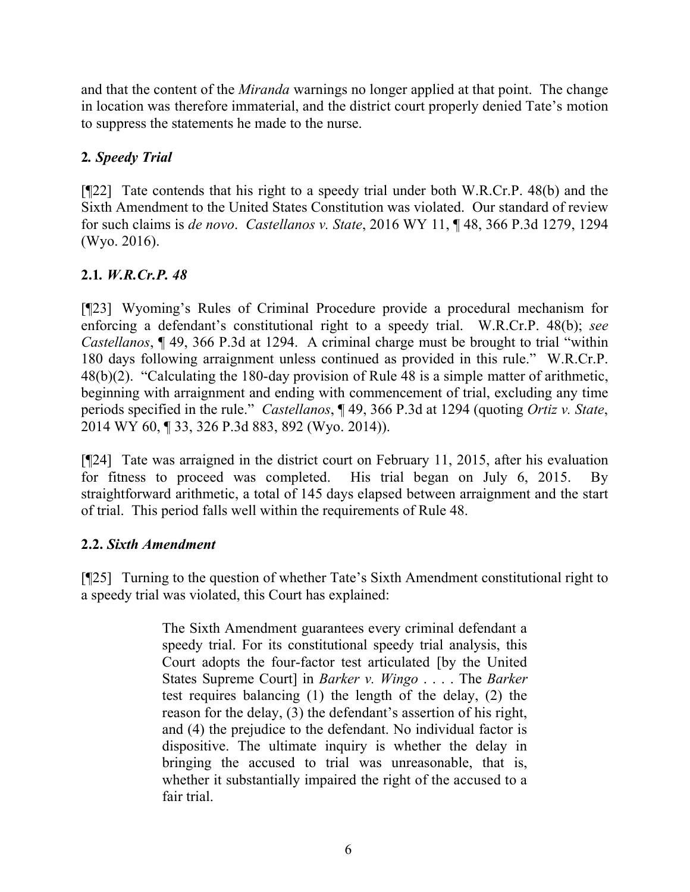and that the content of the *Miranda* warnings no longer applied at that point. The change in location was therefore immaterial, and the district court properly denied Tate's motion to suppress the statements he made to the nurse.

## **2. *Speedy Trial***

[¶22] Tate contends that his right to a speedy trial under both W.R.Cr.P. 48(b) and the Sixth Amendment to the United States Constitution was violated. Our standard of review for such claims is *de novo*. *Castellanos v. State*, 2016 WY 11, ¶ 48, 366 P.3d 1279, 1294 (Wyo. 2016).

### **2.1. *W.R.Cr.P. 48***

[¶23] Wyoming's Rules of Criminal Procedure provide a procedural mechanism for enforcing a defendant's constitutional right to a speedy trial. W.R.Cr.P. 48(b); *see Castellanos*, ¶ 49, 366 P.3d at 1294. A criminal charge must be brought to trial "within 180 days following arraignment unless continued as provided in this rule." W.R.Cr.P. 48(b)(2). "Calculating the 180-day provision of Rule 48 is a simple matter of arithmetic, beginning with arraignment and ending with commencement of trial, excluding any time periods specified in the rule." *Castellanos*, ¶ 49, 366 P.3d at 1294 (quoting *Ortiz v. State*, 2014 WY 60, ¶ 33, 326 P.3d 883, 892 (Wyo. 2014)).

[¶24] Tate was arraigned in the district court on February 11, 2015, after his evaluation for fitness to proceed was completed. His trial began on July 6, 2015. By straightforward arithmetic, a total of 145 days elapsed between arraignment and the start of trial. This period falls well within the requirements of Rule 48.

### **2.2. *Sixth Amendment***

[¶25] Turning to the question of whether Tate's Sixth Amendment constitutional right to a speedy trial was violated, this Court has explained:

> The Sixth Amendment guarantees every criminal defendant a speedy trial. For its constitutional speedy trial analysis, this Court adopts the four-factor test articulated [by the United States Supreme Court] in *Barker v. Wingo* . . . . The *Barker* test requires balancing (1) the length of the delay, (2) the reason for the delay, (3) the defendant's assertion of his right, and (4) the prejudice to the defendant. No individual factor is dispositive. The ultimate inquiry is whether the delay in bringing the accused to trial was unreasonable, that is, whether it substantially impaired the right of the accused to a fair trial.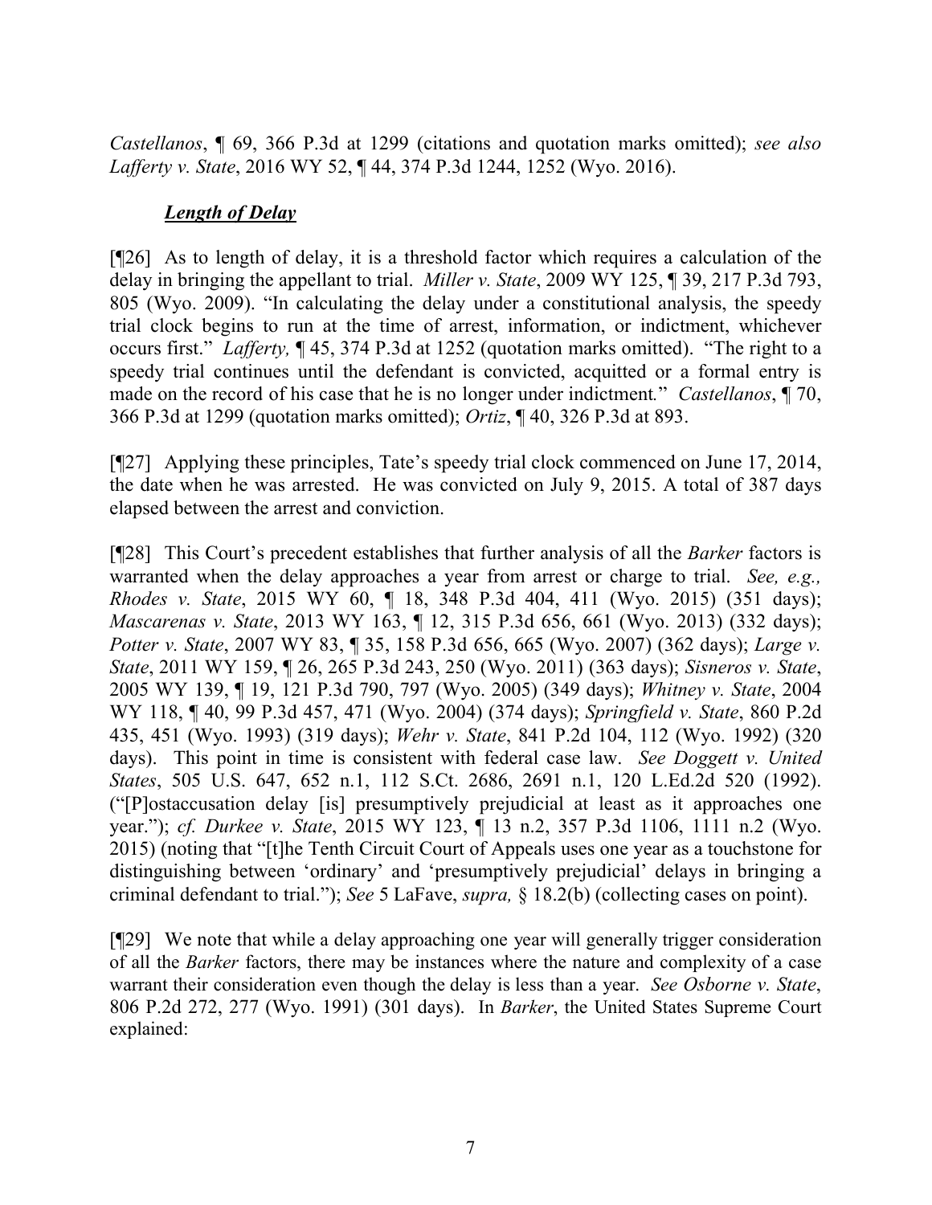*Castellanos*, ¶ 69, 366 P.3d at 1299 (citations and quotation marks omitted); *see also Lafferty v. State*, 2016 WY 52, ¶ 44, 374 P.3d 1244, 1252 (Wyo. 2016).

***Length of Delay***

[¶26] As to length of delay, it is a threshold factor which requires a calculation of the delay in bringing the appellant to trial. *Miller v. State*, 2009 WY 125, ¶ 39, 217 P.3d 793, 805 (Wyo. 2009). "In calculating the delay under a constitutional analysis, the speedy trial clock begins to run at the time of arrest, information, or indictment, whichever occurs first." *Lafferty,* ¶ 45, 374 P.3d at 1252 (quotation marks omitted). "The right to a speedy trial continues until the defendant is convicted, acquitted or a formal entry is made on the record of his case that he is no longer under indictment*.*" *Castellanos*, ¶ 70, 366 P.3d at 1299 (quotation marks omitted); *Ortiz*, ¶ 40, 326 P.3d at 893.

[¶27] Applying these principles, Tate's speedy trial clock commenced on June 17, 2014, the date when he was arrested. He was convicted on July 9, 2015. A total of 387 days elapsed between the arrest and conviction.

[¶28] This Court's precedent establishes that further analysis of all the *Barker* factors is warranted when the delay approaches a year from arrest or charge to trial. *See, e.g., Rhodes v. State*, 2015 WY 60, ¶ 18, 348 P.3d 404, 411 (Wyo. 2015) (351 days); *Mascarenas v. State*, 2013 WY 163, ¶ 12, 315 P.3d 656, 661 (Wyo. 2013) (332 days); *Potter v. State*, 2007 WY 83, ¶ 35, 158 P.3d 656, 665 (Wyo. 2007) (362 days); *Large v. State*, 2011 WY 159, ¶ 26, 265 P.3d 243, 250 (Wyo. 2011) (363 days); *Sisneros v. State*, 2005 WY 139, ¶ 19, 121 P.3d 790, 797 (Wyo. 2005) (349 days); *Whitney v. State*, 2004 WY 118, ¶ 40, 99 P.3d 457, 471 (Wyo. 2004) (374 days); *Springfield v. State*, 860 P.2d 435, 451 (Wyo. 1993) (319 days); *Wehr v. State*, 841 P.2d 104, 112 (Wyo. 1992) (320 days). This point in time is consistent with federal case law. *See Doggett v. United States*, 505 U.S. 647, 652 n.1, 112 S.Ct. 2686, 2691 n.1, 120 L.Ed.2d 520 (1992). ("[P]ostaccusation delay [is] presumptively prejudicial at least as it approaches one year."); *cf. Durkee v. State*, 2015 WY 123, ¶ 13 n.2, 357 P.3d 1106, 1111 n.2 (Wyo. 2015) (noting that "[t]he Tenth Circuit Court of Appeals uses one year as a touchstone for distinguishing between 'ordinary' and 'presumptively prejudicial' delays in bringing a criminal defendant to trial."); *See* 5 LaFave, *supra,* § 18.2(b) (collecting cases on point).

[¶29] We note that while a delay approaching one year will generally trigger consideration of all the *Barker* factors, there may be instances where the nature and complexity of a case warrant their consideration even though the delay is less than a year. *See Osborne v. State*, 806 P.2d 272, 277 (Wyo. 1991) (301 days). In *Barker*, the United States Supreme Court explained: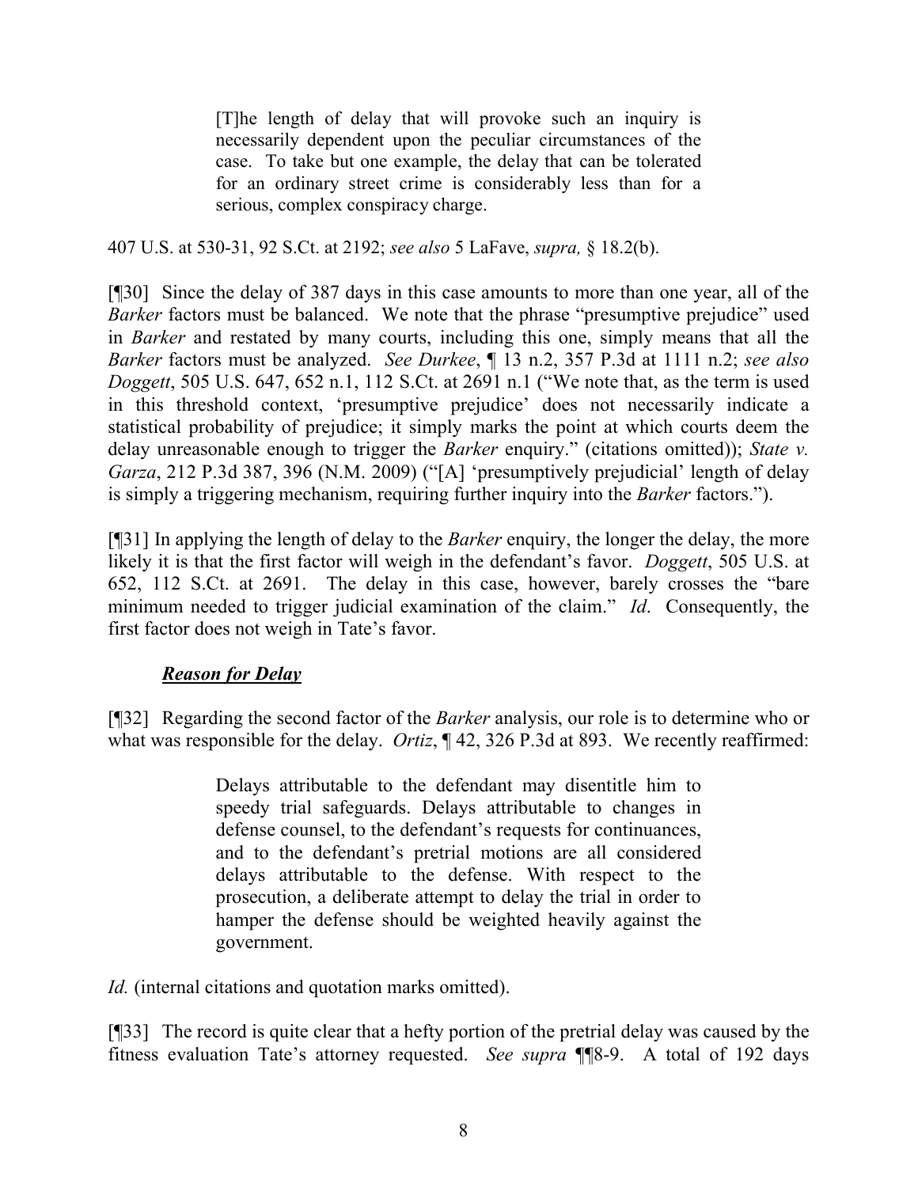> [T]he length of delay that will provoke such an inquiry is necessarily dependent upon the peculiar circumstances of the case. To take but one example, the delay that can be tolerated for an ordinary street crime is considerably less than for a serious, complex conspiracy charge.

407 U.S. at 530-31, 92 S.Ct. at 2192; *see also* 5 LaFave, *supra,* § 18.2(b).

[¶30] Since the delay of 387 days in this case amounts to more than one year, all of the *Barker* factors must be balanced. We note that the phrase "presumptive prejudice" used in *Barker* and restated by many courts, including this one, simply means that all the *Barker* factors must be analyzed. *See Durkee*, ¶ 13 n.2, 357 P.3d at 1111 n.2; *see also Doggett*, 505 U.S. 647, 652 n.1, 112 S.Ct. at 2691 n.1 ("We note that, as the term is used in this threshold context, 'presumptive prejudice' does not necessarily indicate a statistical probability of prejudice; it simply marks the point at which courts deem the delay unreasonable enough to trigger the *Barker* enquiry." (citations omitted)); *State v. Garza*, 212 P.3d 387, 396 (N.M. 2009) ("[A] 'presumptively prejudicial' length of delay is simply a triggering mechanism, requiring further inquiry into the *Barker* factors.").

[¶31] In applying the length of delay to the *Barker* enquiry, the longer the delay, the more likely it is that the first factor will weigh in the defendant's favor. *Doggett*, 505 U.S. at 652, 112 S.Ct. at 2691. The delay in this case, however, barely crosses the "bare minimum needed to trigger judicial examination of the claim." *Id*. Consequently, the first factor does not weigh in Tate's favor.

### ***Reason for Delay***

[¶32] Regarding the second factor of the *Barker* analysis, our role is to determine who or what was responsible for the delay. *Ortiz*, ¶ 42, 326 P.3d at 893. We recently reaffirmed:

> Delays attributable to the defendant may disentitle him to speedy trial safeguards. Delays attributable to changes in defense counsel, to the defendant's requests for continuances, and to the defendant's pretrial motions are all considered delays attributable to the defense. With respect to the prosecution, a deliberate attempt to delay the trial in order to hamper the defense should be weighted heavily against the government.

*Id.* (internal citations and quotation marks omitted).

[¶33] The record is quite clear that a hefty portion of the pretrial delay was caused by the fitness evaluation Tate's attorney requested. *See supra* ¶¶8-9. A total of 192 days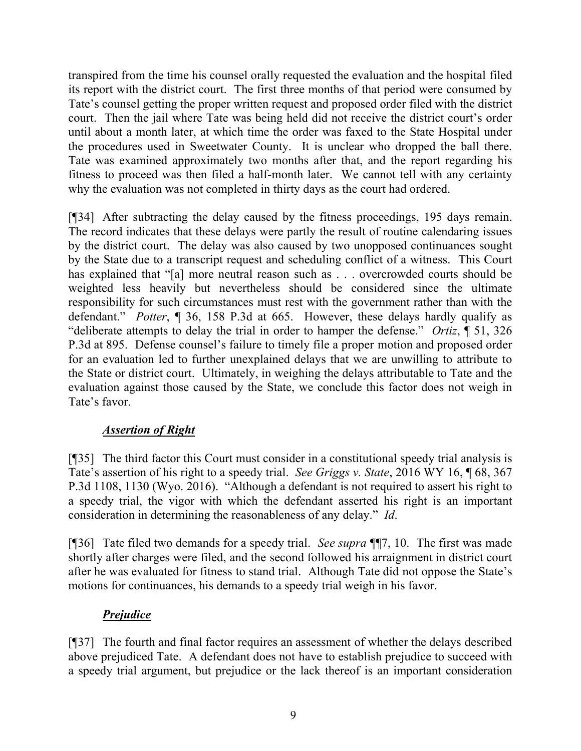transpired from the time his counsel orally requested the evaluation and the hospital filed its report with the district court. The first three months of that period were consumed by Tate's counsel getting the proper written request and proposed order filed with the district court. Then the jail where Tate was being held did not receive the district court's order until about a month later, at which time the order was faxed to the State Hospital under the procedures used in Sweetwater County. It is unclear who dropped the ball there. Tate was examined approximately two months after that, and the report regarding his fitness to proceed was then filed a half-month later. We cannot tell with any certainty why the evaluation was not completed in thirty days as the court had ordered.

[¶34] After subtracting the delay caused by the fitness proceedings, 195 days remain. The record indicates that these delays were partly the result of routine calendaring issues by the district court. The delay was also caused by two unopposed continuances sought by the State due to a transcript request and scheduling conflict of a witness. This Court has explained that "[a] more neutral reason such as . . . overcrowded courts should be weighted less heavily but nevertheless should be considered since the ultimate responsibility for such circumstances must rest with the government rather than with the defendant." *Potter*, ¶ 36, 158 P.3d at 665. However, these delays hardly qualify as "deliberate attempts to delay the trial in order to hamper the defense." *Ortiz*, ¶ 51, 326 P.3d at 895. Defense counsel's failure to timely file a proper motion and proposed order for an evaluation led to further unexplained delays that we are unwilling to attribute to the State or district court. Ultimately, in weighing the delays attributable to Tate and the evaluation against those caused by the State, we conclude this factor does not weigh in Tate's favor.

***Assertion of Right***

[¶35] The third factor this Court must consider in a constitutional speedy trial analysis is Tate's assertion of his right to a speedy trial. *See Griggs v. State*, 2016 WY 16, ¶ 68, 367 P.3d 1108, 1130 (Wyo. 2016). "Although a defendant is not required to assert his right to a speedy trial, the vigor with which the defendant asserted his right is an important consideration in determining the reasonableness of any delay." *Id*.

[¶36] Tate filed two demands for a speedy trial. *See supra* ¶¶7, 10. The first was made shortly after charges were filed, and the second followed his arraignment in district court after he was evaluated for fitness to stand trial. Although Tate did not oppose the State's motions for continuances, his demands to a speedy trial weigh in his favor.

***Prejudice***

[¶37] The fourth and final factor requires an assessment of whether the delays described above prejudiced Tate. A defendant does not have to establish prejudice to succeed with a speedy trial argument, but prejudice or the lack thereof is an important consideration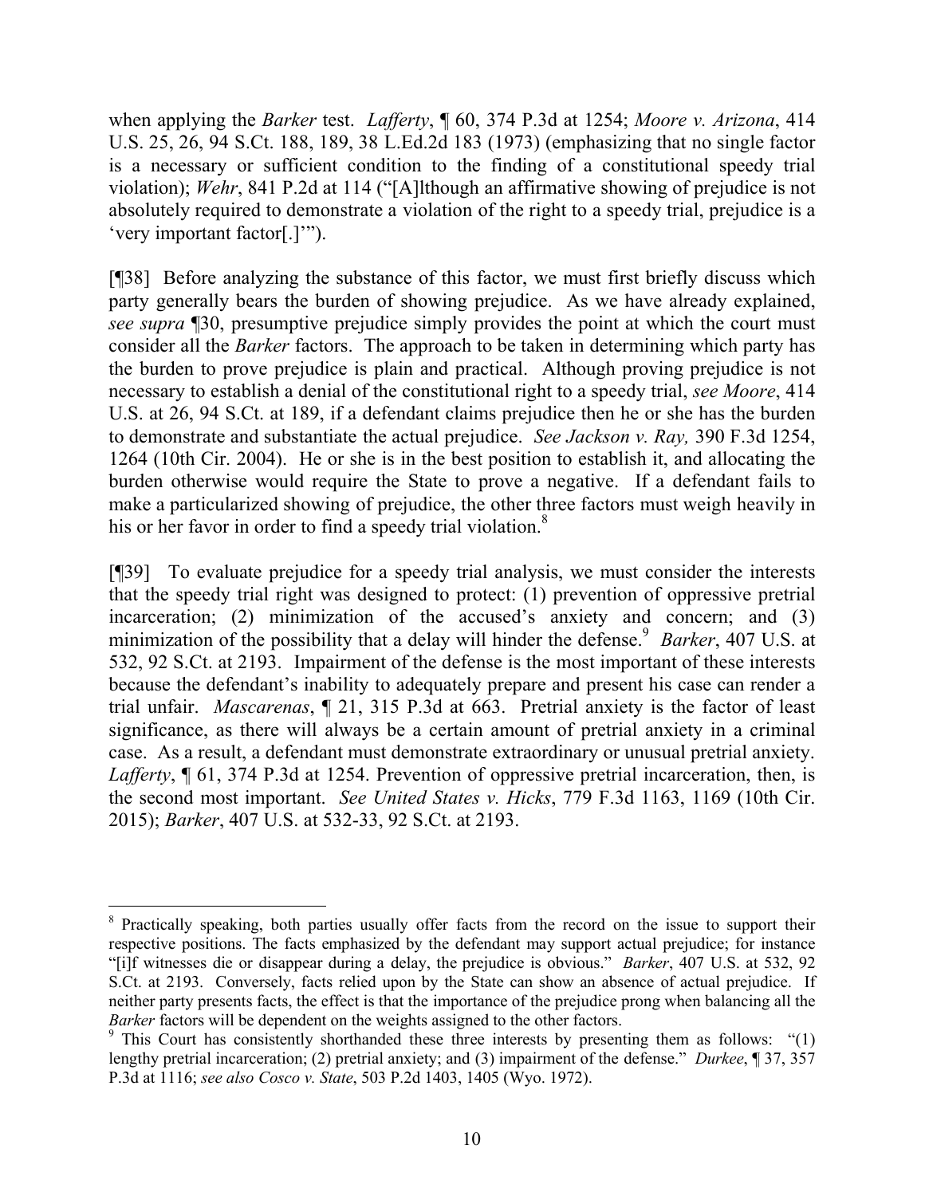when applying the *Barker* test. *Lafferty*, ¶ 60, 374 P.3d at 1254; *Moore v. Arizona*, 414 U.S. 25, 26, 94 S.Ct. 188, 189, 38 L.Ed.2d 183 (1973) (emphasizing that no single factor is a necessary or sufficient condition to the finding of a constitutional speedy trial violation); *Wehr*, 841 P.2d at 114 ("[A]lthough an affirmative showing of prejudice is not absolutely required to demonstrate a violation of the right to a speedy trial, prejudice is a 'very important factor[.]'").

[¶38] Before analyzing the substance of this factor, we must first briefly discuss which party generally bears the burden of showing prejudice. As we have already explained, *see supra* ¶30, presumptive prejudice simply provides the point at which the court must consider all the *Barker* factors. The approach to be taken in determining which party has the burden to prove prejudice is plain and practical. Although proving prejudice is not necessary to establish a denial of the constitutional right to a speedy trial, *see Moore*, 414 U.S. at 26, 94 S.Ct. at 189, if a defendant claims prejudice then he or she has the burden to demonstrate and substantiate the actual prejudice. *See Jackson v. Ray,* 390 F.3d 1254, 1264 (10th Cir. 2004). He or she is in the best position to establish it, and allocating the burden otherwise would require the State to prove a negative. If a defendant fails to make a particularized showing of prejudice, the other three factors must weigh heavily in his or her favor in order to find a speedy trial violation.[8]

[¶39] To evaluate prejudice for a speedy trial analysis, we must consider the interests that the speedy trial right was designed to protect: (1) prevention of oppressive pretrial incarceration; (2) minimization of the accused's anxiety and concern; and (3) minimization of the possibility that a delay will hinder the defense.[9] *Barker*, 407 U.S. at 532, 92 S.Ct. at 2193. Impairment of the defense is the most important of these interests because the defendant's inability to adequately prepare and present his case can render a trial unfair. *Mascarenas*, ¶ 21, 315 P.3d at 663. Pretrial anxiety is the factor of least significance, as there will always be a certain amount of pretrial anxiety in a criminal case. As a result, a defendant must demonstrate extraordinary or unusual pretrial anxiety. *Lafferty*, ¶ 61, 374 P.3d at 1254. Prevention of oppressive pretrial incarceration, then, is the second most important. *See United States v. Hicks*, 779 F.3d 1163, 1169 (10th Cir. 2015); *Barker*, 407 U.S. at 532-33, 92 S.Ct. at 2193.

---

[8] Practically speaking, both parties usually offer facts from the record on the issue to support their respective positions. The facts emphasized by the defendant may support actual prejudice; for instance "[i]f witnesses die or disappear during a delay, the prejudice is obvious." *Barker*, 407 U.S. at 532, 92 S.Ct. at 2193. Conversely, facts relied upon by the State can show an absence of actual prejudice. If neither party presents facts, the effect is that the importance of the prejudice prong when balancing all the *Barker* factors will be dependent on the weights assigned to the other factors.

[9] This Court has consistently shorthanded these three interests by presenting them as follows: "(1) lengthy pretrial incarceration; (2) pretrial anxiety; and (3) impairment of the defense." *Durkee*, ¶ 37, 357 P.3d at 1116; *see also Cosco v. State*, 503 P.2d 1403, 1405 (Wyo. 1972).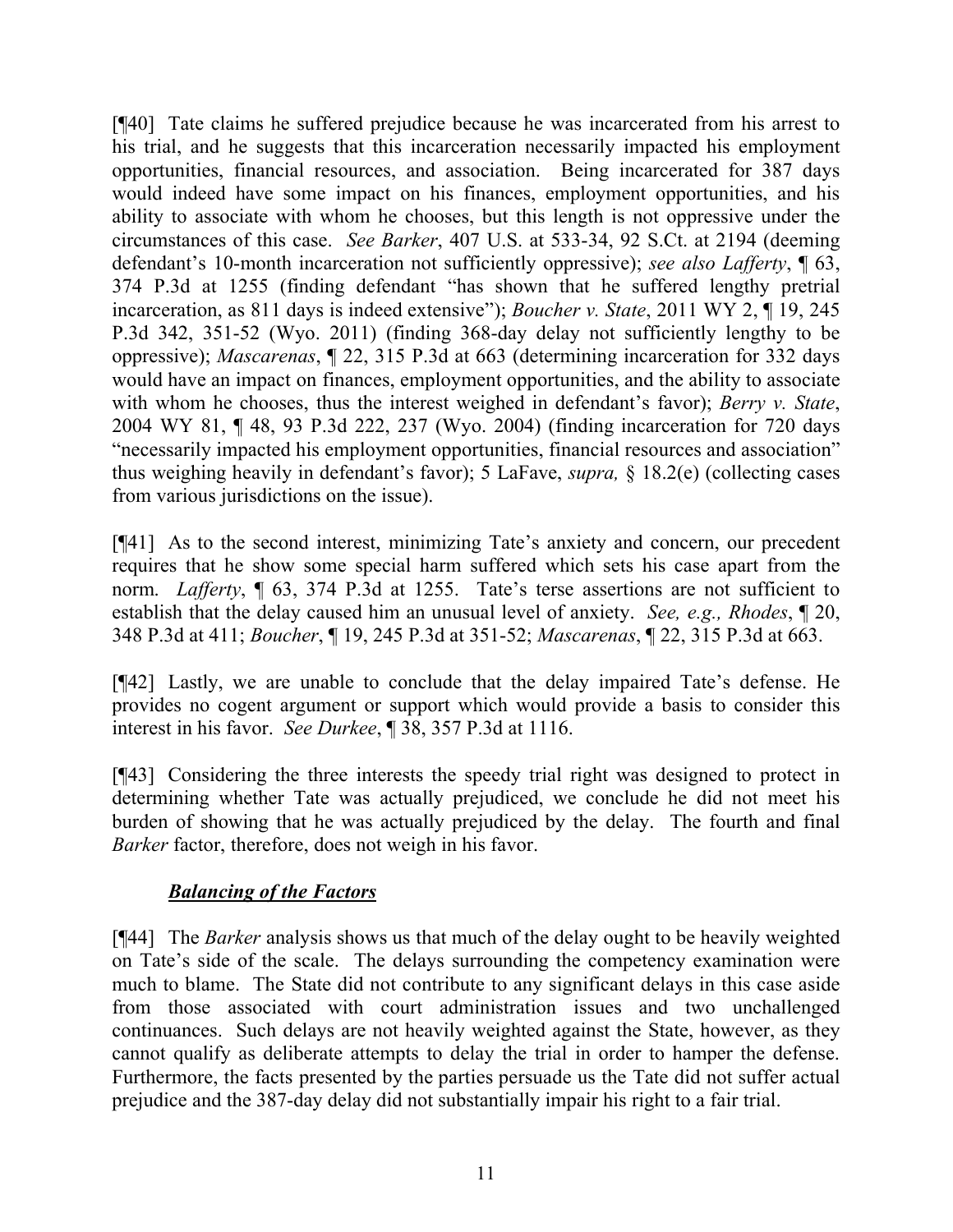[¶40] Tate claims he suffered prejudice because he was incarcerated from his arrest to his trial, and he suggests that this incarceration necessarily impacted his employment opportunities, financial resources, and association. Being incarcerated for 387 days would indeed have some impact on his finances, employment opportunities, and his ability to associate with whom he chooses, but this length is not oppressive under the circumstances of this case. *See Barker*, 407 U.S. at 533-34, 92 S.Ct. at 2194 (deeming defendant's 10-month incarceration not sufficiently oppressive); *see also Lafferty*, ¶ 63, 374 P.3d at 1255 (finding defendant "has shown that he suffered lengthy pretrial incarceration, as 811 days is indeed extensive"); *Boucher v. State*, 2011 WY 2, ¶ 19, 245 P.3d 342, 351-52 (Wyo. 2011) (finding 368-day delay not sufficiently lengthy to be oppressive); *Mascarenas*, ¶ 22, 315 P.3d at 663 (determining incarceration for 332 days would have an impact on finances, employment opportunities, and the ability to associate with whom he chooses, thus the interest weighed in defendant's favor); *Berry v. State*, 2004 WY 81, ¶ 48, 93 P.3d 222, 237 (Wyo. 2004) (finding incarceration for 720 days "necessarily impacted his employment opportunities, financial resources and association" thus weighing heavily in defendant's favor); 5 LaFave, *supra,* § 18.2(e) (collecting cases from various jurisdictions on the issue).

[¶41] As to the second interest, minimizing Tate's anxiety and concern, our precedent requires that he show some special harm suffered which sets his case apart from the norm. *Lafferty*, ¶ 63, 374 P.3d at 1255. Tate's terse assertions are not sufficient to establish that the delay caused him an unusual level of anxiety. *See, e.g., Rhodes*, ¶ 20, 348 P.3d at 411; *Boucher*, ¶ 19, 245 P.3d at 351-52; *Mascarenas*, ¶ 22, 315 P.3d at 663.

[¶42] Lastly, we are unable to conclude that the delay impaired Tate's defense. He provides no cogent argument or support which would provide a basis to consider this interest in his favor. *See Durkee*, ¶ 38, 357 P.3d at 1116.

[¶43] Considering the three interests the speedy trial right was designed to protect in determining whether Tate was actually prejudiced, we conclude he did not meet his burden of showing that he was actually prejudiced by the delay. The fourth and final *Barker* factor, therefore, does not weigh in his favor.

***Balancing of the Factors***

[¶44] The *Barker* analysis shows us that much of the delay ought to be heavily weighted on Tate's side of the scale. The delays surrounding the competency examination were much to blame. The State did not contribute to any significant delays in this case aside from those associated with court administration issues and two unchallenged continuances. Such delays are not heavily weighted against the State, however, as they cannot qualify as deliberate attempts to delay the trial in order to hamper the defense. Furthermore, the facts presented by the parties persuade us the Tate did not suffer actual prejudice and the 387-day delay did not substantially impair his right to a fair trial.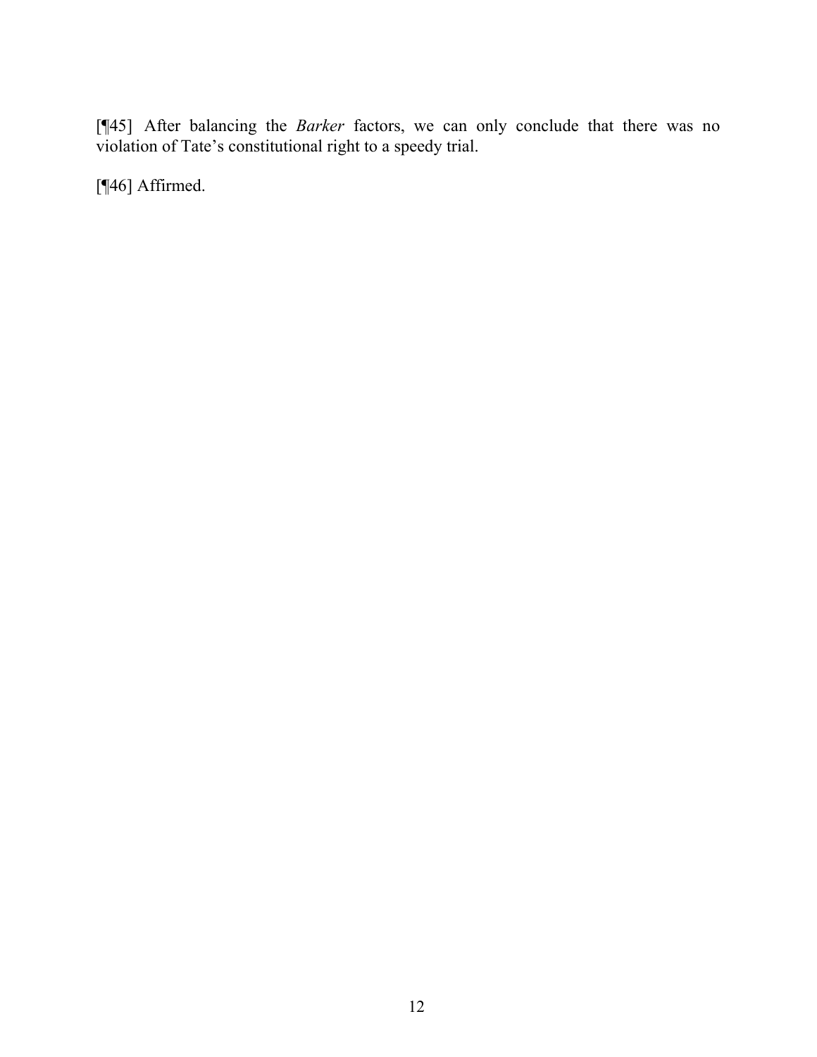[¶45] After balancing the *Barker* factors, we can only conclude that there was no violation of Tate's constitutional right to a speedy trial.

[¶46] Affirmed.